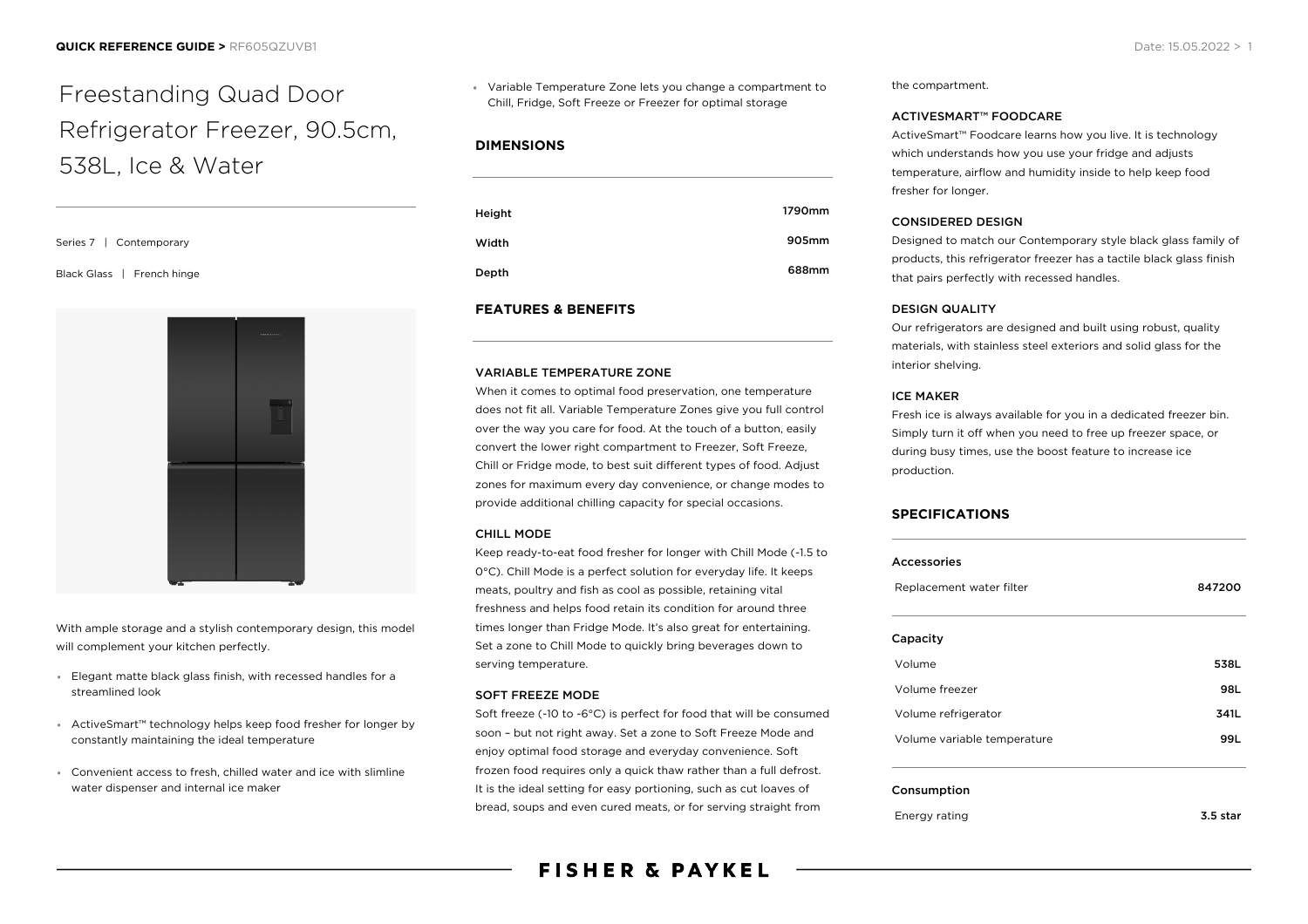# Freestanding Quad Door Refrigerator Freezer, 90.5cm, 538L, Ice & Water

Series 7 | Contemporary

Black Glass | French hinge

With ample storage and a stylish contemporary design, this model will complement your kitchen perfectly.

- Elegant matte black glass finish, with recessed handles for a streamlined look
- ActiveSmart™ technology helps keep food fresher for longer by constantly maintaining the ideal temperature
- Convenient access to fresh, chilled water and ice with slimline water dispenser and internal ice maker
- Variable Temperature Zone lets you change a compartment to Chill, Fridge, Soft Freeze or Freezer for optimal storage

## DIMENSIONS

| | |
|---|---|
| Height | 1790mm |
| Width | 905mm |
| Depth | 688mm |

## FEATURES & BENEFITS

### VARIABLE TEMPERATURE ZONE

When it comes to optimal food preservation, one temperature does not fit all. Variable Temperature Zones give you full control over the way you care for food. At the touch of a button, easily convert the lower right compartment to Freezer, Soft Freeze, Chill or Fridge mode, to best suit different types of food. Adjust zones for maximum every day convenience, or change modes to provide additional chilling capacity for special occasions.

### CHILL MODE

Keep ready-to-eat food fresher for longer with Chill Mode (-1.5 to 0°C). Chill Mode is a perfect solution for everyday life. It keeps meats, poultry and fish as cool as possible, retaining vital freshness and helps food retain its condition for around three times longer than Fridge Mode. It's also great for entertaining. Set a zone to Chill Mode to quickly bring beverages down to serving temperature.

### SOFT FREEZE MODE

Soft freeze (-10 to -6°C) is perfect for food that will be consumed soon – but not right away. Set a zone to Soft Freeze Mode and enjoy optimal food storage and everyday convenience. Soft frozen food requires only a quick thaw rather than a full defrost. It is the ideal setting for easy portioning, such as cut loaves of bread, soups and even cured meats, or for serving straight from the compartment.

### ACTIVESMART™ FOODCARE

ActiveSmart™ Foodcare learns how you live. It is technology which understands how you use your fridge and adjusts temperature, airflow and humidity inside to help keep food fresher for longer.

### CONSIDERED DESIGN

Designed to match our Contemporary style black glass family of products, this refrigerator freezer has a tactile black glass finish that pairs perfectly with recessed handles.

### DESIGN QUALITY

Our refrigerators are designed and built using robust, quality materials, with stainless steel exteriors and solid glass for the interior shelving.

### ICE MAKER

Fresh ice is always available for you in a dedicated freezer bin. Simply turn it off when you need to free up freezer space, or during busy times, use the boost feature to increase ice production.

## SPECIFICATIONS

**Accessories**

| | |
|---|---|
| Replacement water filter | 847200 |

**Capacity**

| | |
|---|---|
| Volume | 538L |
| Volume freezer | 98L |
| Volume refrigerator | 341L |
| Volume variable temperature | 99L |

**Consumption**

| | |
|---|---|
| Energy rating | 3.5 star |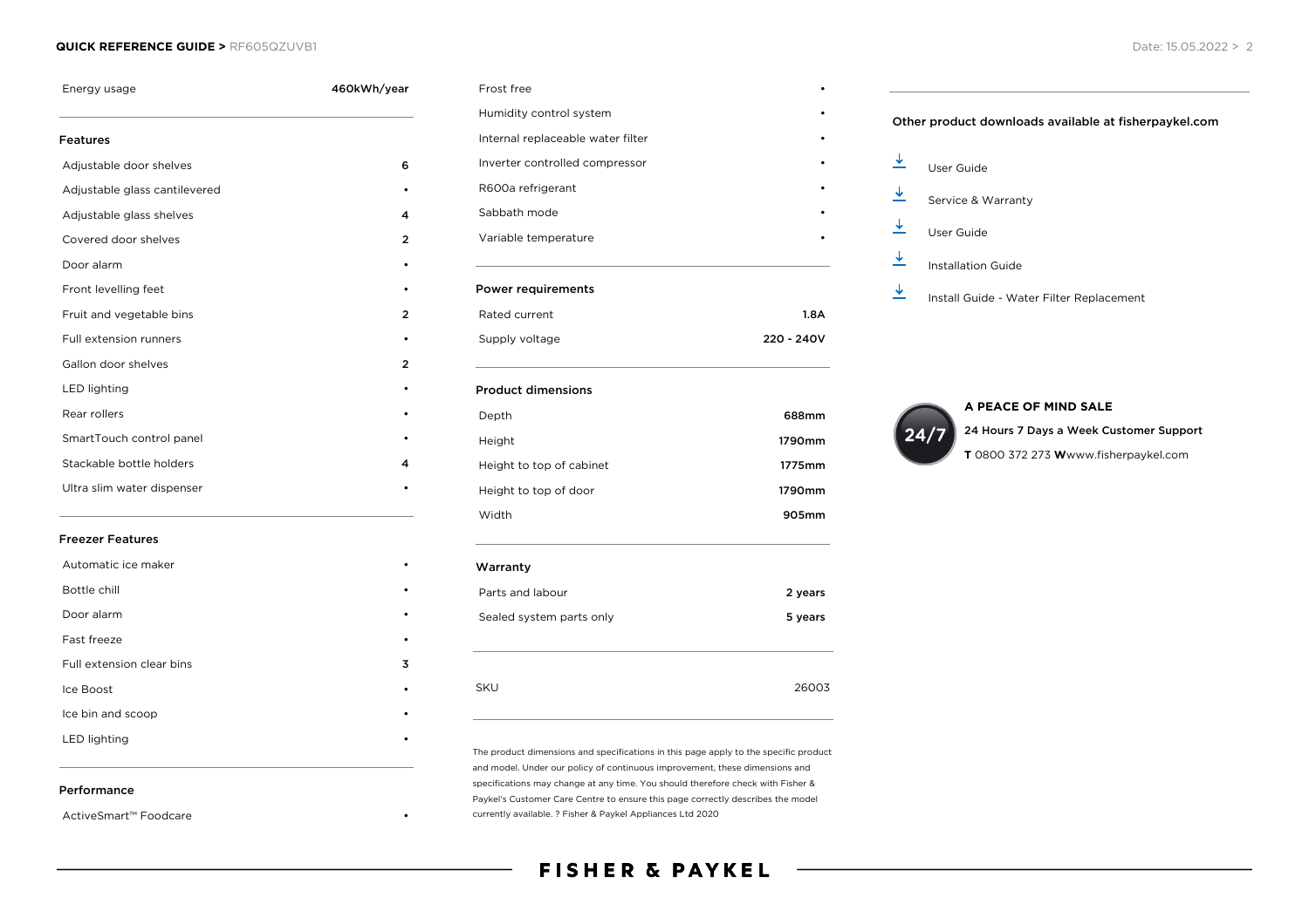| | |
|---|---|
| Energy usage | 460kWh/year |

## Features

| | |
|---|---|
| Adjustable door shelves | 6 |
| Adjustable glass cantilevered | • |
| Adjustable glass shelves | 4 |
| Covered door shelves | 2 |
| Door alarm | • |
| Front levelling feet | • |
| Fruit and vegetable bins | 2 |
| Full extension runners | • |
| Gallon door shelves | 2 |
| LED lighting | • |
| Rear rollers | • |
| SmartTouch control panel | • |
| Stackable bottle holders | 4 |
| Ultra slim water dispenser | • |

## Freezer Features

| | |
|---|---|
| Automatic ice maker | • |
| Bottle chill | • |
| Door alarm | • |
| Fast freeze | • |
| Full extension clear bins | 3 |
| Ice Boost | • |
| Ice bin and scoop | • |
| LED lighting | • |

## Performance

| | |
|---|---|
| ActiveSmart™ Foodcare | • |
| Frost free | • |
| Humidity control system | • |
| Internal replaceable water filter | • |
| Inverter controlled compressor | • |
| R600a refrigerant | • |
| Sabbath mode | • |
| Variable temperature | • |

## Power requirements

| | |
|---|---|
| Rated current | 1.8A |
| Supply voltage | 220 - 240V |

## Product dimensions

| | |
|---|---|
| Depth | 688mm |
| Height | 1790mm |
| Height to top of cabinet | 1775mm |
| Height to top of door | 1790mm |
| Width | 905mm |

## Warranty

| | |
|---|---|
| Parts and labour | 2 years |
| Sealed system parts only | 5 years |

| | |
|---|---|
| SKU | 26003 |

The product dimensions and specifications in this page apply to the specific product and model. Under our policy of continuous improvement, these dimensions and specifications may change at any time. You should therefore check with Fisher & Paykel's Customer Care Centre to ensure this page correctly describes the model currently available. ? Fisher & Paykel Appliances Ltd 2020

**Other product downloads available at fisherpaykel.com**

- User Guide
- Service & Warranty
- User Guide
- Installation Guide
- Install Guide - Water Filter Replacement

24/7

**A PEACE OF MIND SALE**

**24 Hours 7 Days a Week Customer Support**

**T** 0800 372 273 **W**www.fisherpaykel.com